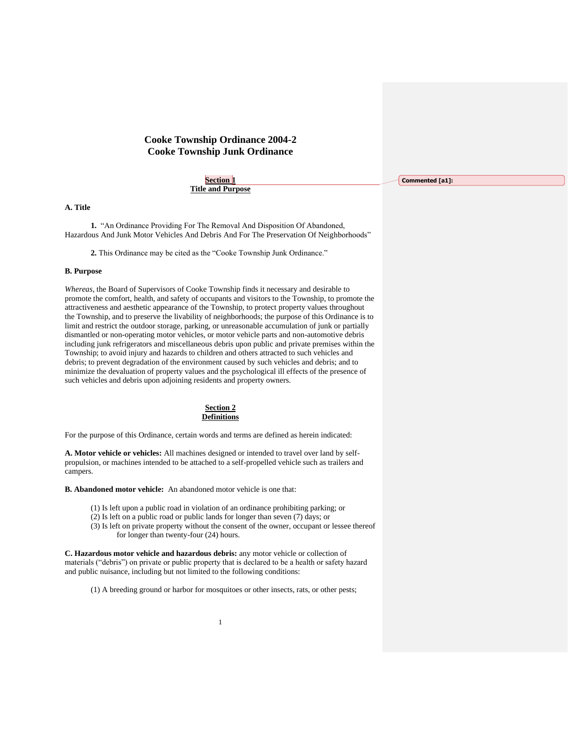# Cooke Township Ordinance 2004-2
# Cooke Township Junk Ordinance

## Section 1
## Title and Purpose

**A. Title**

**1.** "An Ordinance Providing For The Removal And Disposition Of Abandoned, Hazardous And Junk Motor Vehicles And Debris And For The Preservation Of Neighborhoods"

**2.** This Ordinance may be cited as the "Cooke Township Junk Ordinance."

**B. Purpose**

*Whereas*, the Board of Supervisors of Cooke Township finds it necessary and desirable to promote the comfort, health, and safety of occupants and visitors to the Township, to promote the attractiveness and aesthetic appearance of the Township, to protect property values throughout the Township, and to preserve the livability of neighborhoods; the purpose of this Ordinance is to limit and restrict the outdoor storage, parking, or unreasonable accumulation of junk or partially dismantled or non-operating motor vehicles, or motor vehicle parts and non-automotive debris including junk refrigerators and miscellaneous debris upon public and private premises within the Township; to avoid injury and hazards to children and others attracted to such vehicles and debris; to prevent degradation of the environment caused by such vehicles and debris; and to minimize the devaluation of property values and the psychological ill effects of the presence of such vehicles and debris upon adjoining residents and property owners.

## Section 2
## Definitions

For the purpose of this Ordinance, certain words and terms are defined as herein indicated:

**A. Motor vehicle or vehicles:** All machines designed or intended to travel over land by self-propulsion, or machines intended to be attached to a self-propelled vehicle such as trailers and campers.

**B. Abandoned motor vehicle:** An abandoned motor vehicle is one that:

(1) Is left upon a public road in violation of an ordinance prohibiting parking; or
(2) Is left on a public road or public lands for longer than seven (7) days; or
(3) Is left on private property without the consent of the owner, occupant or lessee thereof for longer than twenty-four (24) hours.

**C. Hazardous motor vehicle and hazardous debris:** any motor vehicle or collection of materials ("debris") on private or public property that is declared to be a health or safety hazard and public nuisance, including but not limited to the following conditions:

(1) A breeding ground or harbor for mosquitoes or other insects, rats, or other pests;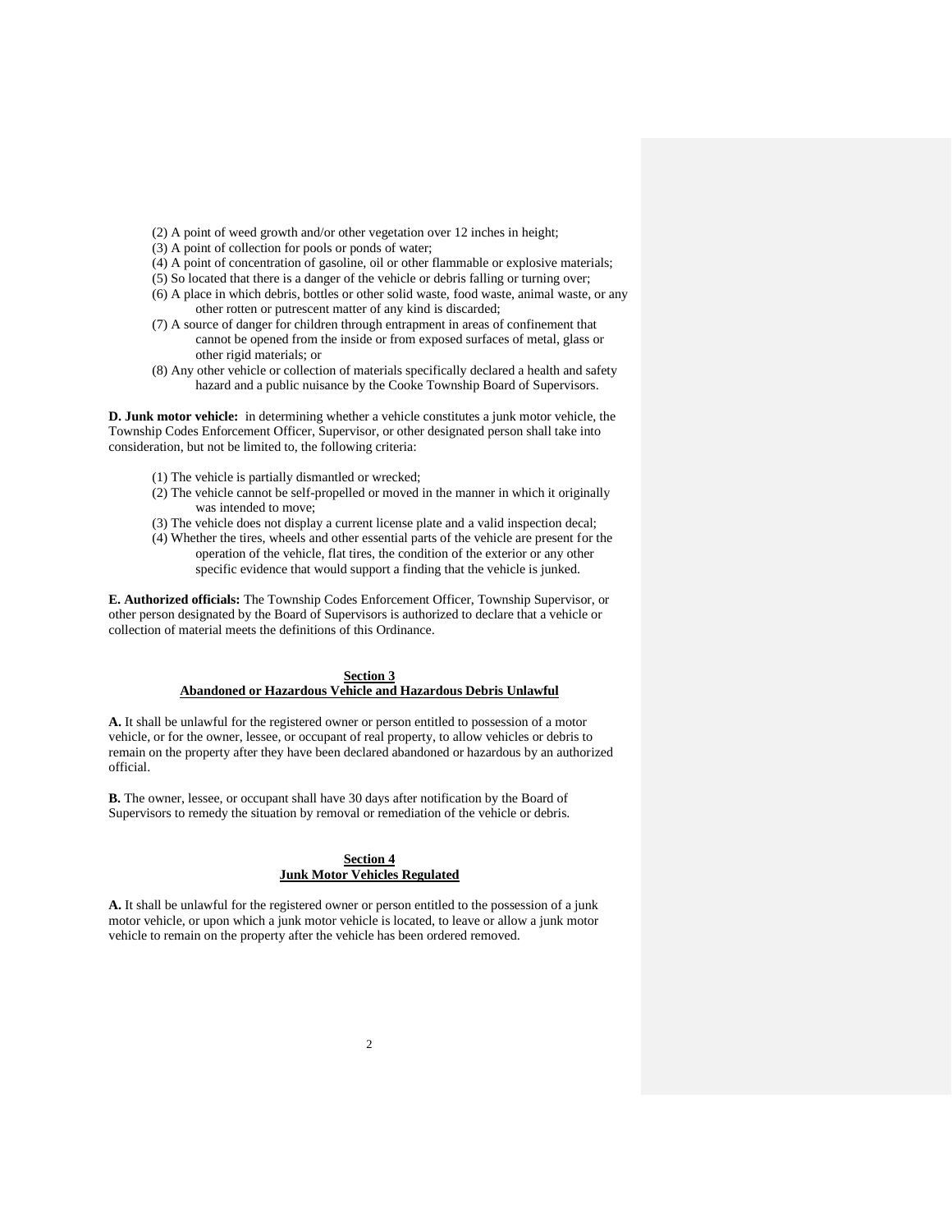(2) A point of weed growth and/or other vegetation over 12 inches in height;

(3) A point of collection for pools or ponds of water;

(4) A point of concentration of gasoline, oil or other flammable or explosive materials;

(5) So located that there is a danger of the vehicle or debris falling or turning over;

(6) A place in which debris, bottles or other solid waste, food waste, animal waste, or any other rotten or putrescent matter of any kind is discarded;

(7) A source of danger for children through entrapment in areas of confinement that cannot be opened from the inside or from exposed surfaces of metal, glass or other rigid materials; or

(8) Any other vehicle or collection of materials specifically declared a health and safety hazard and a public nuisance by the Cooke Township Board of Supervisors.

**D. Junk motor vehicle:** in determining whether a vehicle constitutes a junk motor vehicle, the Township Codes Enforcement Officer, Supervisor, or other designated person shall take into consideration, but not be limited to, the following criteria:

(1) The vehicle is partially dismantled or wrecked;

(2) The vehicle cannot be self-propelled or moved in the manner in which it originally was intended to move;

(3) The vehicle does not display a current license plate and a valid inspection decal;

(4) Whether the tires, wheels and other essential parts of the vehicle are present for the operation of the vehicle, flat tires, the condition of the exterior or any other specific evidence that would support a finding that the vehicle is junked.

**E. Authorized officials:** The Township Codes Enforcement Officer, Township Supervisor, or other person designated by the Board of Supervisors is authorized to declare that a vehicle or collection of material meets the definitions of this Ordinance.

## Section 3
## Abandoned or Hazardous Vehicle and Hazardous Debris Unlawful

**A.** It shall be unlawful for the registered owner or person entitled to possession of a motor vehicle, or for the owner, lessee, or occupant of real property, to allow vehicles or debris to remain on the property after they have been declared abandoned or hazardous by an authorized official.

**B.** The owner, lessee, or occupant shall have 30 days after notification by the Board of Supervisors to remedy the situation by removal or remediation of the vehicle or debris.

## Section 4
## Junk Motor Vehicles Regulated

**A.** It shall be unlawful for the registered owner or person entitled to the possession of a junk motor vehicle, or upon which a junk motor vehicle is located, to leave or allow a junk motor vehicle to remain on the property after the vehicle has been ordered removed.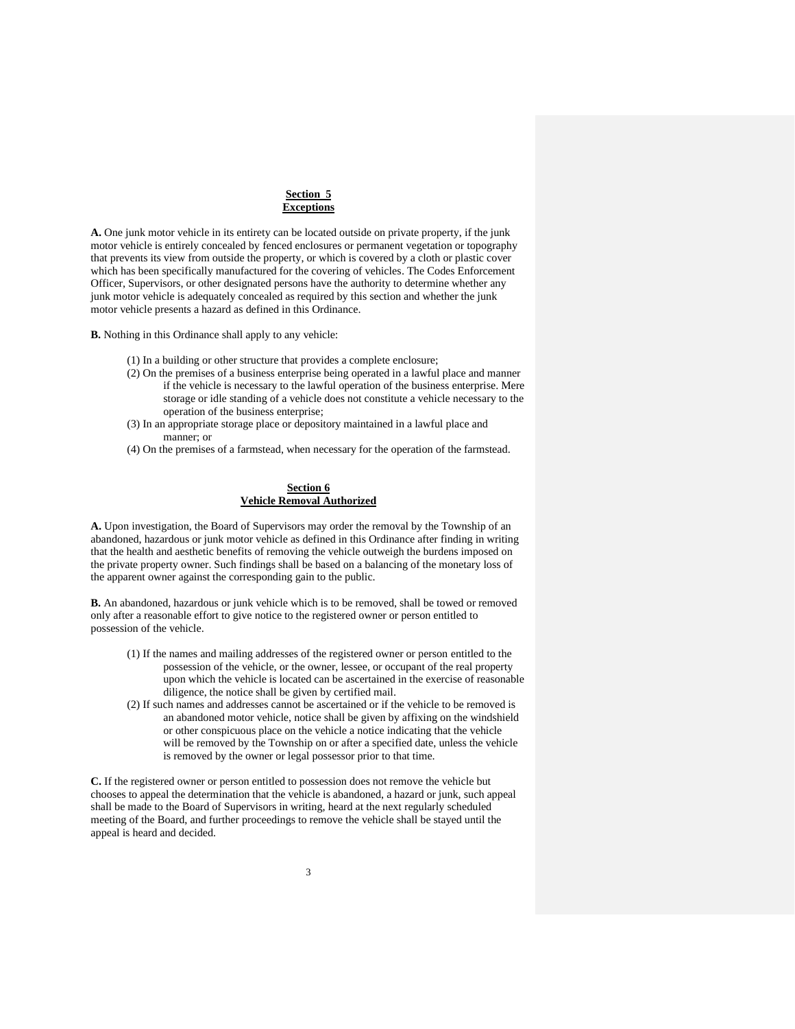## Section 5
## Exceptions

**A.** One junk motor vehicle in its entirety can be located outside on private property, if the junk motor vehicle is entirely concealed by fenced enclosures or permanent vegetation or topography that prevents its view from outside the property, or which is covered by a cloth or plastic cover which has been specifically manufactured for the covering of vehicles. The Codes Enforcement Officer, Supervisors, or other designated persons have the authority to determine whether any junk motor vehicle is adequately concealed as required by this section and whether the junk motor vehicle presents a hazard as defined in this Ordinance.

**B.** Nothing in this Ordinance shall apply to any vehicle:

(1) In a building or other structure that provides a complete enclosure;

(2) On the premises of a business enterprise being operated in a lawful place and manner if the vehicle is necessary to the lawful operation of the business enterprise. Mere storage or idle standing of a vehicle does not constitute a vehicle necessary to the operation of the business enterprise;

(3) In an appropriate storage place or depository maintained in a lawful place and manner; or

(4) On the premises of a farmstead, when necessary for the operation of the farmstead.

## Section 6
## Vehicle Removal Authorized

**A.** Upon investigation, the Board of Supervisors may order the removal by the Township of an abandoned, hazardous or junk motor vehicle as defined in this Ordinance after finding in writing that the health and aesthetic benefits of removing the vehicle outweigh the burdens imposed on the private property owner. Such findings shall be based on a balancing of the monetary loss of the apparent owner against the corresponding gain to the public.

**B.** An abandoned, hazardous or junk vehicle which is to be removed, shall be towed or removed only after a reasonable effort to give notice to the registered owner or person entitled to possession of the vehicle.

(1) If the names and mailing addresses of the registered owner or person entitled to the possession of the vehicle, or the owner, lessee, or occupant of the real property upon which the vehicle is located can be ascertained in the exercise of reasonable diligence, the notice shall be given by certified mail.

(2) If such names and addresses cannot be ascertained or if the vehicle to be removed is an abandoned motor vehicle, notice shall be given by affixing on the windshield or other conspicuous place on the vehicle a notice indicating that the vehicle will be removed by the Township on or after a specified date, unless the vehicle is removed by the owner or legal possessor prior to that time.

**C.** If the registered owner or person entitled to possession does not remove the vehicle but chooses to appeal the determination that the vehicle is abandoned, a hazard or junk, such appeal shall be made to the Board of Supervisors in writing, heard at the next regularly scheduled meeting of the Board, and further proceedings to remove the vehicle shall be stayed until the appeal is heard and decided.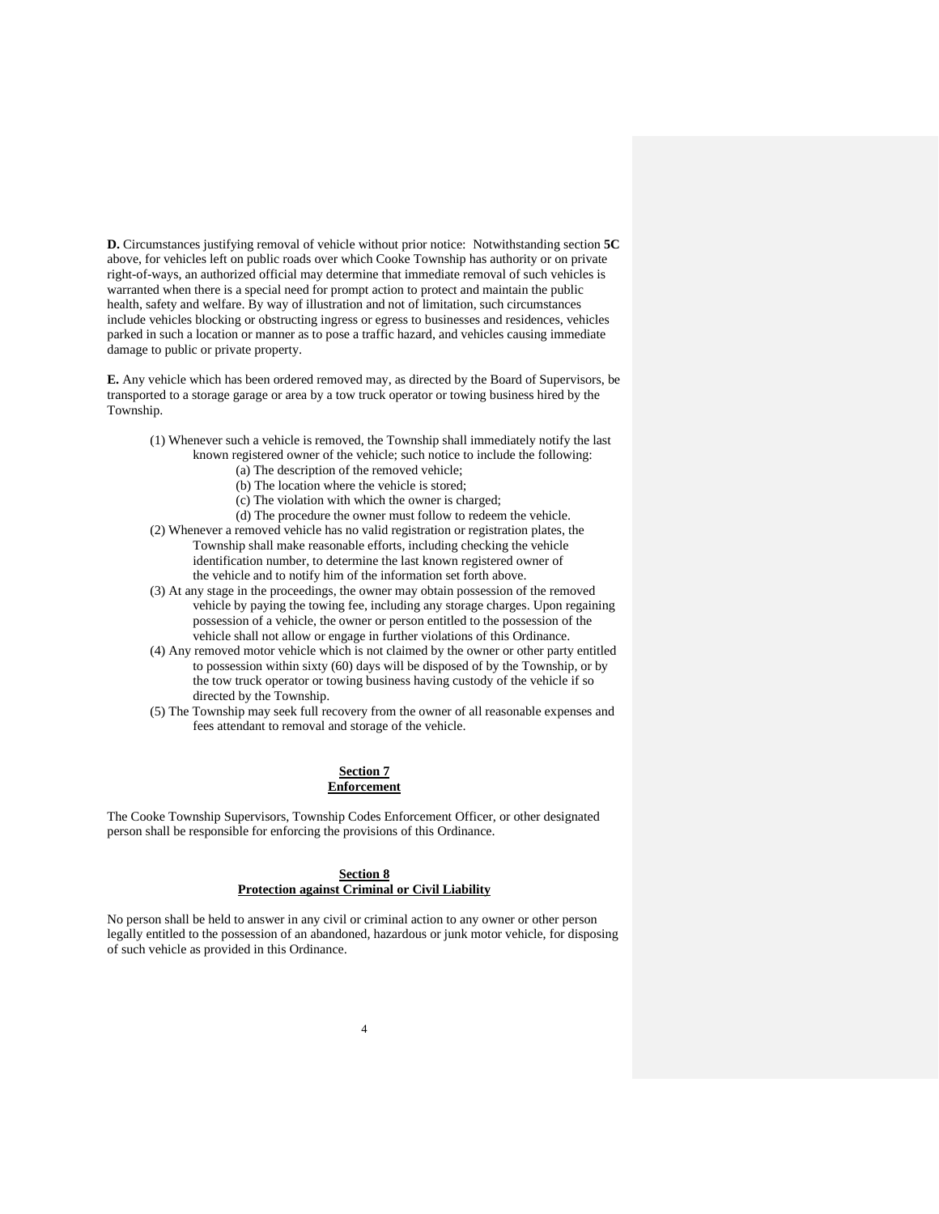**D.** Circumstances justifying removal of vehicle without prior notice: Notwithstanding section **5C** above, for vehicles left on public roads over which Cooke Township has authority or on private right-of-ways, an authorized official may determine that immediate removal of such vehicles is warranted when there is a special need for prompt action to protect and maintain the public health, safety and welfare. By way of illustration and not of limitation, such circumstances include vehicles blocking or obstructing ingress or egress to businesses and residences, vehicles parked in such a location or manner as to pose a traffic hazard, and vehicles causing immediate damage to public or private property.

**E.** Any vehicle which has been ordered removed may, as directed by the Board of Supervisors, be transported to a storage garage or area by a tow truck operator or towing business hired by the Township.

(1) Whenever such a vehicle is removed, the Township shall immediately notify the last known registered owner of the vehicle; such notice to include the following:
   - (a) The description of the removed vehicle;
   - (b) The location where the vehicle is stored;
   - (c) The violation with which the owner is charged;
   - (d) The procedure the owner must follow to redeem the vehicle.

(2) Whenever a removed vehicle has no valid registration or registration plates, the Township shall make reasonable efforts, including checking the vehicle identification number, to determine the last known registered owner of the vehicle and to notify him of the information set forth above.

(3) At any stage in the proceedings, the owner may obtain possession of the removed vehicle by paying the towing fee, including any storage charges. Upon regaining possession of a vehicle, the owner or person entitled to the possession of the vehicle shall not allow or engage in further violations of this Ordinance.

(4) Any removed motor vehicle which is not claimed by the owner or other party entitled to possession within sixty (60) days will be disposed of by the Township, or by the tow truck operator or towing business having custody of the vehicle if so directed by the Township.

(5) The Township may seek full recovery from the owner of all reasonable expenses and fees attendant to removal and storage of the vehicle.

## Section 7
## Enforcement

The Cooke Township Supervisors, Township Codes Enforcement Officer, or other designated person shall be responsible for enforcing the provisions of this Ordinance.

## Section 8
## Protection against Criminal or Civil Liability

No person shall be held to answer in any civil or criminal action to any owner or other person legally entitled to the possession of an abandoned, hazardous or junk motor vehicle, for disposing of such vehicle as provided in this Ordinance.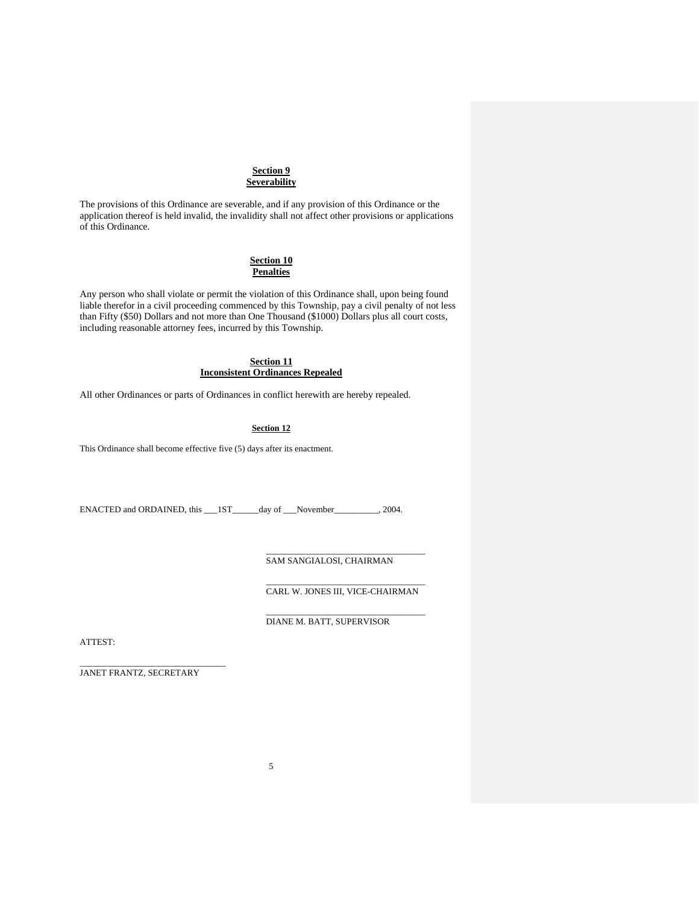**Section 9**
**Severability**

The provisions of this Ordinance are severable, and if any provision of this Ordinance or the application thereof is held invalid, the invalidity shall not affect other provisions or applications of this Ordinance.

**Section 10**
**Penalties**

Any person who shall violate or permit the violation of this Ordinance shall, upon being found liable therefor in a civil proceeding commenced by this Township, pay a civil penalty of not less than Fifty ($50) Dollars and not more than One Thousand ($1000) Dollars plus all court costs, including reasonable attorney fees, incurred by this Township.

**Section 11**
**Inconsistent Ordinances Repealed**

All other Ordinances or parts of Ordinances in conflict herewith are hereby repealed.

**Section 12**

This Ordinance shall become effective five (5) days after its enactment.

ENACTED and ORDAINED, this ___1ST______day of ___November__________, 2004.

_________________________________
SAM SANGIALOSI, CHAIRMAN

_________________________________
CARL W. JONES III, VICE-CHAIRMAN

_________________________________
DIANE M. BATT, SUPERVISOR

ATTEST:

_______________________________
JANET FRANTZ, SECRETARY